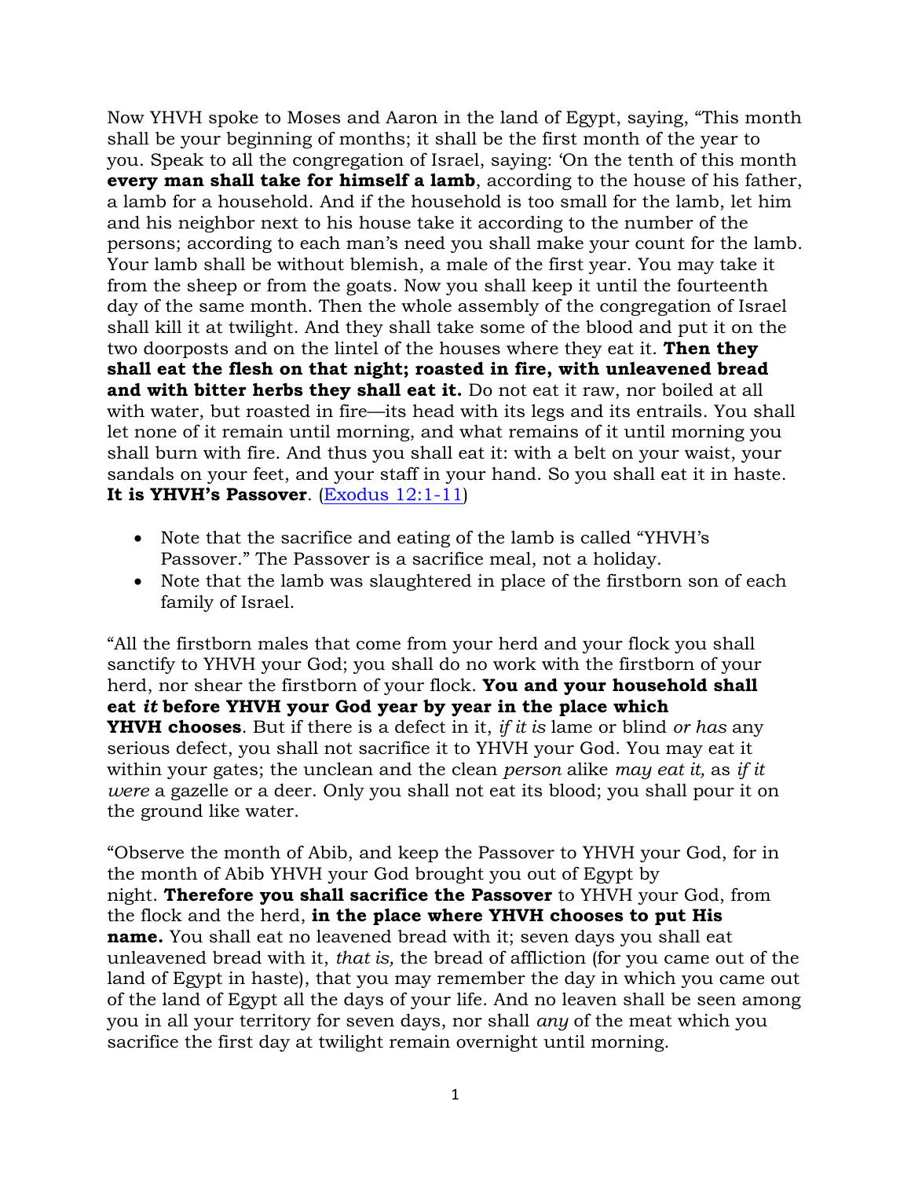Now YHVH spoke to Moses and Aaron in the land of Egypt, saying, "This month shall be your beginning of months; it shall be the first month of the year to you. Speak to all the congregation of Israel, saying: 'On the tenth of this month **every man shall take for himself a lamb**, according to the house of his father, a lamb for a household. And if the household is too small for the lamb, let him and his neighbor next to his house take it according to the number of the persons; according to each man's need you shall make your count for the lamb. Your lamb shall be without blemish, a male of the first year. You may take it from the sheep or from the goats. Now you shall keep it until the fourteenth day of the same month. Then the whole assembly of the congregation of Israel shall kill it at twilight. And they shall take some of the blood and put it on the two doorposts and on the lintel of the houses where they eat it. **Then they shall eat the flesh on that night; roasted in fire, with unleavened bread and with bitter herbs they shall eat it.** Do not eat it raw, nor boiled at all with water, but roasted in fire—its head with its legs and its entrails. You shall let none of it remain until morning, and what remains of it until morning you shall burn with fire. And thus you shall eat it: with a belt on your waist, your sandals on your feet, and your staff in your hand. So you shall eat it in haste. **It is YHVH's Passover**. ([Exodus 12:1-11])

- Note that the sacrifice and eating of the lamb is called "YHVH's Passover." The Passover is a sacrifice meal, not a holiday.
- Note that the lamb was slaughtered in place of the firstborn son of each family of Israel.

"All the firstborn males that come from your herd and your flock you shall sanctify to YHVH your God; you shall do no work with the firstborn of your herd, nor shear the firstborn of your flock. **You and your household shall eat *it* before YHVH your God year by year in the place which YHVH chooses**. But if there is a defect in it, *if it is* lame or blind *or has* any serious defect, you shall not sacrifice it to YHVH your God. You may eat it within your gates; the unclean and the clean *person* alike *may eat it,* as *if it were* a gazelle or a deer. Only you shall not eat its blood; you shall pour it on the ground like water.

"Observe the month of Abib, and keep the Passover to YHVH your God, for in the month of Abib YHVH your God brought you out of Egypt by night. **Therefore you shall sacrifice the Passover** to YHVH your God, from the flock and the herd, **in the place where YHVH chooses to put His name.** You shall eat no leavened bread with it; seven days you shall eat unleavened bread with it, *that is,* the bread of affliction (for you came out of the land of Egypt in haste), that you may remember the day in which you came out of the land of Egypt all the days of your life. And no leaven shall be seen among you in all your territory for seven days, nor shall *any* of the meat which you sacrifice the first day at twilight remain overnight until morning.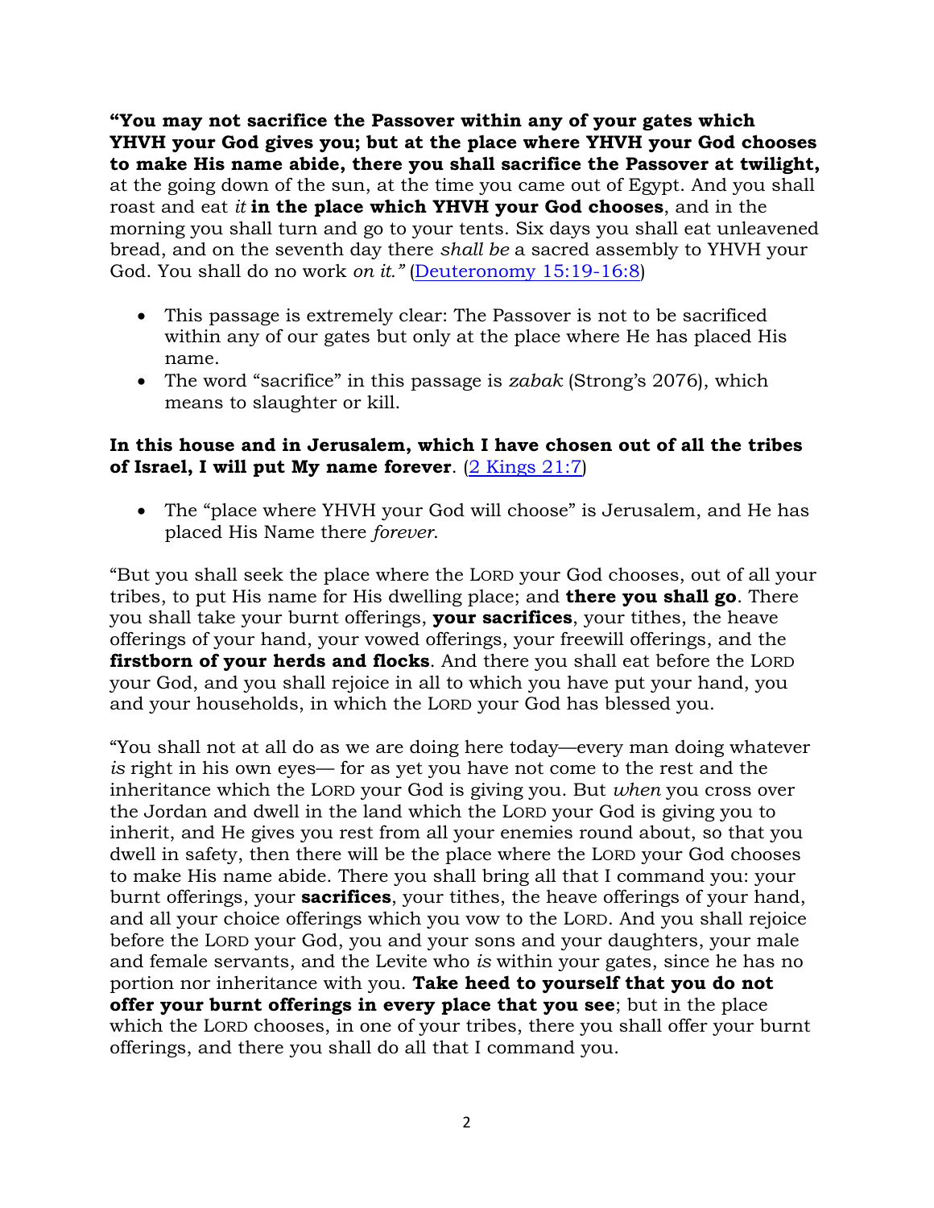**"You may not sacrifice the Passover within any of your gates which YHVH your God gives you; but at the place where YHVH your God chooses to make His name abide, there you shall sacrifice the Passover at twilight,** at the going down of the sun, at the time you came out of Egypt. And you shall roast and eat *it* **in the place which YHVH your God chooses**, and in the morning you shall turn and go to your tents. Six days you shall eat unleavened bread, and on the seventh day there *shall be* a sacred assembly to YHVH your God. You shall do no work *on it."* (Deuteronomy 15:19-16:8)

- This passage is extremely clear: The Passover is not to be sacrificed within any of our gates but only at the place where He has placed His name.
- The word "sacrifice" in this passage is *zabak* (Strong's 2076), which means to slaughter or kill.

**In this house and in Jerusalem, which I have chosen out of all the tribes of Israel, I will put My name forever**. (2 Kings 21:7)

- The "place where YHVH your God will choose" is Jerusalem, and He has placed His Name there *forever.*

"But you shall seek the place where the LORD your God chooses, out of all your tribes, to put His name for His dwelling place; and **there you shall go**. There you shall take your burnt offerings, **your sacrifices**, your tithes, the heave offerings of your hand, your vowed offerings, your freewill offerings, and the **firstborn of your herds and flocks**. And there you shall eat before the LORD your God, and you shall rejoice in all to which you have put your hand, you and your households, in which the LORD your God has blessed you.

"You shall not at all do as we are doing here today—every man doing whatever *is* right in his own eyes— for as yet you have not come to the rest and the inheritance which the LORD your God is giving you. But *when* you cross over the Jordan and dwell in the land which the LORD your God is giving you to inherit, and He gives you rest from all your enemies round about, so that you dwell in safety, then there will be the place where the LORD your God chooses to make His name abide. There you shall bring all that I command you: your burnt offerings, your **sacrifices**, your tithes, the heave offerings of your hand, and all your choice offerings which you vow to the LORD. And you shall rejoice before the LORD your God, you and your sons and your daughters, your male and female servants, and the Levite who *is* within your gates, since he has no portion nor inheritance with you. **Take heed to yourself that you do not offer your burnt offerings in every place that you see**; but in the place which the LORD chooses, in one of your tribes, there you shall offer your burnt offerings, and there you shall do all that I command you.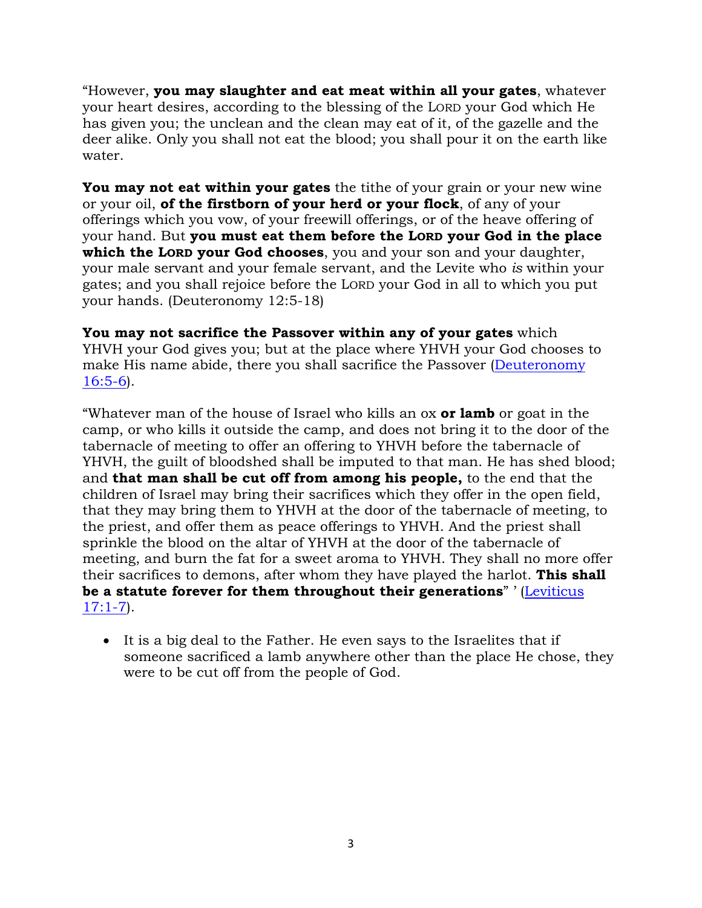"However, **you may slaughter and eat meat within all your gates**, whatever your heart desires, according to the blessing of the LORD your God which He has given you; the unclean and the clean may eat of it, of the gazelle and the deer alike. Only you shall not eat the blood; you shall pour it on the earth like water.

**You may not eat within your gates** the tithe of your grain or your new wine or your oil, **of the firstborn of your herd or your flock**, of any of your offerings which you vow, of your freewill offerings, or of the heave offering of your hand. But **you must eat them before the LORD your God in the place which the LORD your God chooses**, you and your son and your daughter, your male servant and your female servant, and the Levite who *is* within your gates; and you shall rejoice before the LORD your God in all to which you put your hands. (Deuteronomy 12:5-18)

**You may not sacrifice the Passover within any of your gates** which YHVH your God gives you; but at the place where YHVH your God chooses to make His name abide, there you shall sacrifice the Passover (Deuteronomy 16:5-6).

"Whatever man of the house of Israel who kills an ox **or lamb** or goat in the camp, or who kills it outside the camp, and does not bring it to the door of the tabernacle of meeting to offer an offering to YHVH before the tabernacle of YHVH, the guilt of bloodshed shall be imputed to that man. He has shed blood; and **that man shall be cut off from among his people,** to the end that the children of Israel may bring their sacrifices which they offer in the open field, that they may bring them to YHVH at the door of the tabernacle of meeting, to the priest, and offer them as peace offerings to YHVH. And the priest shall sprinkle the blood on the altar of YHVH at the door of the tabernacle of meeting, and burn the fat for a sweet aroma to YHVH. They shall no more offer their sacrifices to demons, after whom they have played the harlot. **This shall be a statute forever for them throughout their generations**" ' (Leviticus 17:1-7).

- It is a big deal to the Father. He even says to the Israelites that if someone sacrificed a lamb anywhere other than the place He chose, they were to be cut off from the people of God.